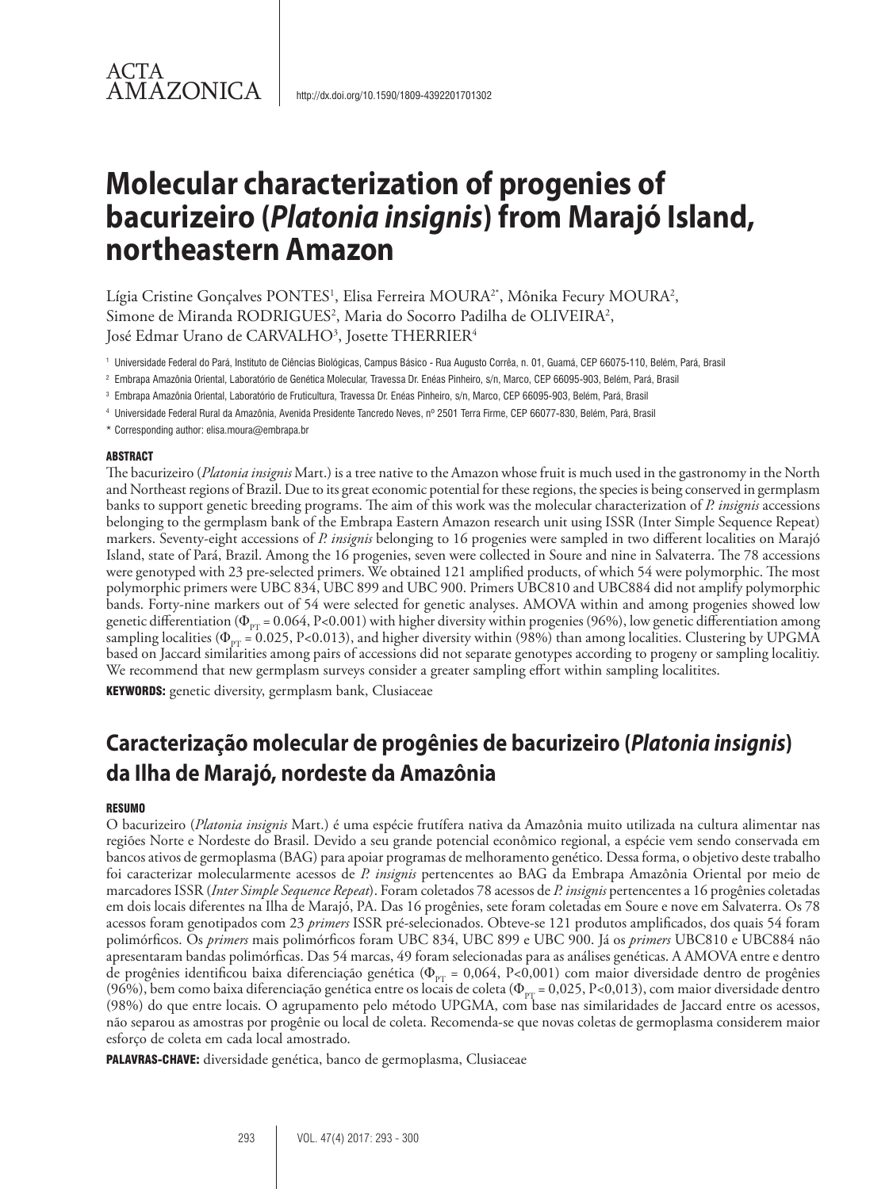ACTA AMAZONICA

http://dx.doi.org/10.1590/1809-4392201701302

# Molecular characterization of progenies of bacurizeiro (*Platonia insignis*) from Marajó Island, northeastern Amazon

Lígia Cristine Gonçalves PONTES[1], Elisa Ferreira MOURA[2*], Mônika Fecury MOURA[2], Simone de Miranda RODRIGUES[2], Maria do Socorro Padilha de OLIVEIRA[2], José Edmar Urano de CARVALHO[3], Josette THERRIER[4]

[1] Universidade Federal do Pará, Instituto de Ciências Biológicas, Campus Básico - Rua Augusto Corrêa, n. 01, Guamá, CEP 66075-110, Belém, Pará, Brasil

[2] Embrapa Amazônia Oriental, Laboratório de Genética Molecular, Travessa Dr. Enéas Pinheiro, s/n, Marco, CEP 66095-903, Belém, Pará, Brasil

[3] Embrapa Amazônia Oriental, Laboratório de Fruticultura, Travessa Dr. Enéas Pinheiro, s/n, Marco, CEP 66095-903, Belém, Pará, Brasil

[4] Universidade Federal Rural da Amazônia, Avenida Presidente Tancredo Neves, nº 2501 Terra Firme, CEP 66077-830, Belém, Pará, Brasil

* Corresponding author: elisa.moura@embrapa.br

## ABSTRACT

The bacurizeiro (*Platonia insignis* Mart.) is a tree native to the Amazon whose fruit is much used in the gastronomy in the North and Northeast regions of Brazil. Due to its great economic potential for these regions, the species is being conserved in germplasm banks to support genetic breeding programs. The aim of this work was the molecular characterization of *P. insignis* accessions belonging to the germplasm bank of the Embrapa Eastern Amazon research unit using ISSR (Inter Simple Sequence Repeat) markers. Seventy-eight accessions of *P. insignis* belonging to 16 progenies were sampled in two different localities on Marajó Island, state of Pará, Brazil. Among the 16 progenies, seven were collected in Soure and nine in Salvaterra. The 78 accessions were genotyped with 23 pre-selected primers. We obtained 121 amplified products, of which 54 were polymorphic. The most polymorphic primers were UBC 834, UBC 899 and UBC 900. Primers UBC810 and UBC884 did not amplify polymorphic bands. Forty-nine markers out of 54 were selected for genetic analyses. AMOVA within and among progenies showed low genetic differentiation ($\Phi_{PT}$ = 0.064, P<0.001) with higher diversity within progenies (96%), low genetic differentiation among sampling localities ($\Phi_{PT}$ = 0.025, P<0.013), and higher diversity within (98%) than among localities. Clustering by UPGMA based on Jaccard similarities among pairs of accessions did not separate genotypes according to progeny or sampling localitiy. We recommend that new germplasm surveys consider a greater sampling effort within sampling localitites.

**KEYWORDS:** genetic diversity, germplasm bank, Clusiaceae

# Caracterização molecular de progênies de bacurizeiro (*Platonia insignis*) da Ilha de Marajó, nordeste da Amazônia

## RESUMO

O bacurizeiro (*Platonia insignis* Mart.) é uma espécie frutífera nativa da Amazônia muito utilizada na cultura alimentar nas regiões Norte e Nordeste do Brasil. Devido a seu grande potencial econômico regional, a espécie vem sendo conservada em bancos ativos de germoplasma (BAG) para apoiar programas de melhoramento genético. Dessa forma, o objetivo deste trabalho foi caracterizar molecularmente acessos de *P. insignis* pertencentes ao BAG da Embrapa Amazônia Oriental por meio de marcadores ISSR (*Inter Simple Sequence Repeat*). Foram coletados 78 acessos de *P. insignis* pertencentes a 16 progênies coletadas em dois locais diferentes na Ilha de Marajó, PA. Das 16 progênies, sete foram coletadas em Soure e nove em Salvaterra. Os 78 acessos foram genotipados com 23 *primers* ISSR pré-selecionados. Obteve-se 121 produtos amplificados, dos quais 54 foram polimórficos. Os *primers* mais polimórficos foram UBC 834, UBC 899 e UBC 900. Já os *primers* UBC810 e UBC884 não apresentaram bandas polimórficas. Das 54 marcas, 49 foram selecionadas para as análises genéticas. A AMOVA entre e dentro de progênies identificou baixa diferenciação genética ($\Phi_{PT}$ = 0,064, P<0,001) com maior diversidade dentro de progênies (96%), bem como baixa diferenciação genética entre os locais de coleta ($\Phi_{PT}$ = 0,025, P<0,013), com maior diversidade dentro (98%) do que entre locais. O agrupamento pelo método UPGMA, com base nas similaridades de Jaccard entre os acessos, não separou as amostras por progênie ou local de coleta. Recomenda-se que novas coletas de germoplasma considerem maior esforço de coleta em cada local amostrado.

**PALAVRAS-CHAVE:** diversidade genética, banco de germoplasma, Clusiaceae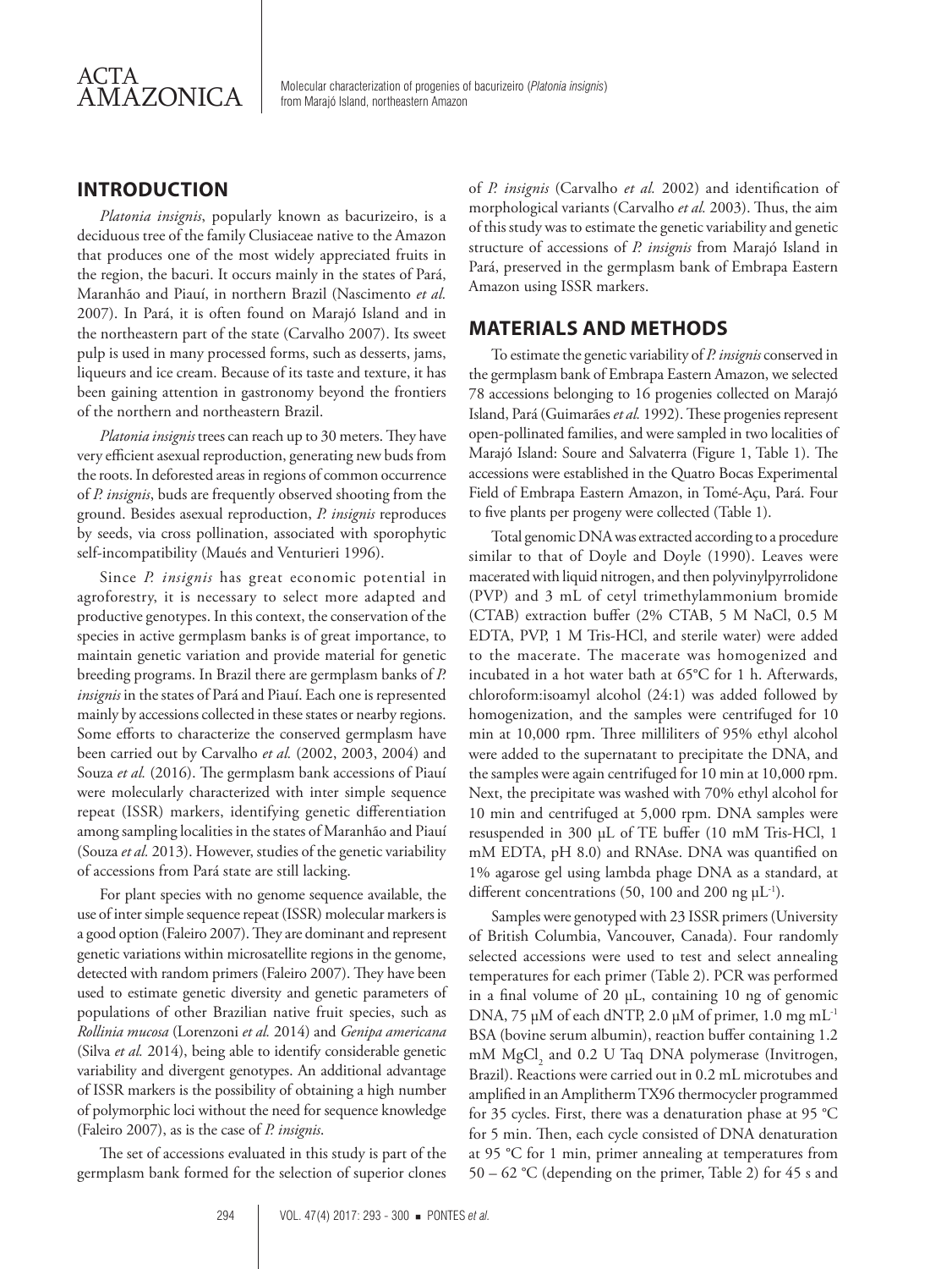## INTRODUCTION

*Platonia insignis*, popularly known as bacurizeiro, is a deciduous tree of the family Clusiaceae native to the Amazon that produces one of the most widely appreciated fruits in the region, the bacuri. It occurs mainly in the states of Pará, Maranhão and Piauí, in northern Brazil (Nascimento *et al.* 2007). In Pará, it is often found on Marajó Island and in the northeastern part of the state (Carvalho 2007). Its sweet pulp is used in many processed forms, such as desserts, jams, liqueurs and ice cream. Because of its taste and texture, it has been gaining attention in gastronomy beyond the frontiers of the northern and northeastern Brazil.

*Platonia insignis* trees can reach up to 30 meters. They have very efficient asexual reproduction, generating new buds from the roots. In deforested areas in regions of common occurrence of *P. insignis*, buds are frequently observed shooting from the ground. Besides asexual reproduction, *P. insignis* reproduces by seeds, via cross pollination, associated with sporophytic self-incompatibility (Maués and Venturieri 1996).

Since *P. insignis* has great economic potential in agroforestry, it is necessary to select more adapted and productive genotypes. In this context, the conservation of the species in active germplasm banks is of great importance, to maintain genetic variation and provide material for genetic breeding programs. In Brazil there are germplasm banks of *P. insignis* in the states of Pará and Piauí. Each one is represented mainly by accessions collected in these states or nearby regions. Some efforts to characterize the conserved germplasm have been carried out by Carvalho *et al.* (2002, 2003, 2004) and Souza *et al.* (2016). The germplasm bank accessions of Piauí were molecularly characterized with inter simple sequence repeat (ISSR) markers, identifying genetic differentiation among sampling localities in the states of Maranhão and Piauí (Souza *et al.* 2013). However, studies of the genetic variability of accessions from Pará state are still lacking.

For plant species with no genome sequence available, the use of inter simple sequence repeat (ISSR) molecular markers is a good option (Faleiro 2007). They are dominant and represent genetic variations within microsatellite regions in the genome, detected with random primers (Faleiro 2007). They have been used to estimate genetic diversity and genetic parameters of populations of other Brazilian native fruit species, such as *Rollinia mucosa* (Lorenzoni *et al.* 2014) and *Genipa americana* (Silva *et al.* 2014), being able to identify considerable genetic variability and divergent genotypes. An additional advantage of ISSR markers is the possibility of obtaining a high number of polymorphic loci without the need for sequence knowledge (Faleiro 2007), as is the case of *P. insignis*.

The set of accessions evaluated in this study is part of the germplasm bank formed for the selection of superior clones of *P. insignis* (Carvalho *et al.* 2002) and identification of morphological variants (Carvalho *et al.* 2003). Thus, the aim of this study was to estimate the genetic variability and genetic structure of accessions of *P. insignis* from Marajó Island in Pará, preserved in the germplasm bank of Embrapa Eastern Amazon using ISSR markers.

## MATERIALS AND METHODS

To estimate the genetic variability of *P. insignis* conserved in the germplasm bank of Embrapa Eastern Amazon, we selected 78 accessions belonging to 16 progenies collected on Marajó Island, Pará (Guimarães *et al.* 1992). These progenies represent open-pollinated families, and were sampled in two localities of Marajó Island: Soure and Salvaterra (Figure 1, Table 1). The accessions were established in the Quatro Bocas Experimental Field of Embrapa Eastern Amazon, in Tomé-Açu, Pará. Four to five plants per progeny were collected (Table 1).

Total genomic DNA was extracted according to a procedure similar to that of Doyle and Doyle (1990). Leaves were macerated with liquid nitrogen, and then polyvinylpyrrolidone (PVP) and 3 mL of cetyl trimethylammonium bromide (CTAB) extraction buffer (2% CTAB, 5 M NaCl, 0.5 M EDTA, PVP, 1 M Tris-HCl, and sterile water) were added to the macerate. The macerate was homogenized and incubated in a hot water bath at 65°C for 1 h. Afterwards, chloroform:isoamyl alcohol (24:1) was added followed by homogenization, and the samples were centrifuged for 10 min at 10,000 rpm. Three milliliters of 95% ethyl alcohol were added to the supernatant to precipitate the DNA, and the samples were again centrifuged for 10 min at 10,000 rpm. Next, the precipitate was washed with 70% ethyl alcohol for 10 min and centrifuged at 5,000 rpm. DNA samples were resuspended in 300 µL of TE buffer (10 mM Tris-HCl, 1 mM EDTA, pH 8.0) and RNAse. DNA was quantified on 1% agarose gel using lambda phage DNA as a standard, at different concentrations (50, 100 and 200 ng µL$^{-1}$).

Samples were genotyped with 23 ISSR primers (University of British Columbia, Vancouver, Canada). Four randomly selected accessions were used to test and select annealing temperatures for each primer (Table 2). PCR was performed in a final volume of 20 µL, containing 10 ng of genomic DNA, 75 µM of each dNTP, 2.0 µM of primer, 1.0 mg mL$^{-1}$ BSA (bovine serum albumin), reaction buffer containing 1.2 mM $MgCl_2$ and 0.2 U Taq DNA polymerase (Invitrogen, Brazil). Reactions were carried out in 0.2 mL microtubes and amplified in an Amplitherm TX96 thermocycler programmed for 35 cycles. First, there was a denaturation phase at 95 °C for 5 min. Then, each cycle consisted of DNA denaturation at 95 °C for 1 min, primer annealing at temperatures from 50 – 62 °C (depending on the primer, Table 2) for 45 s and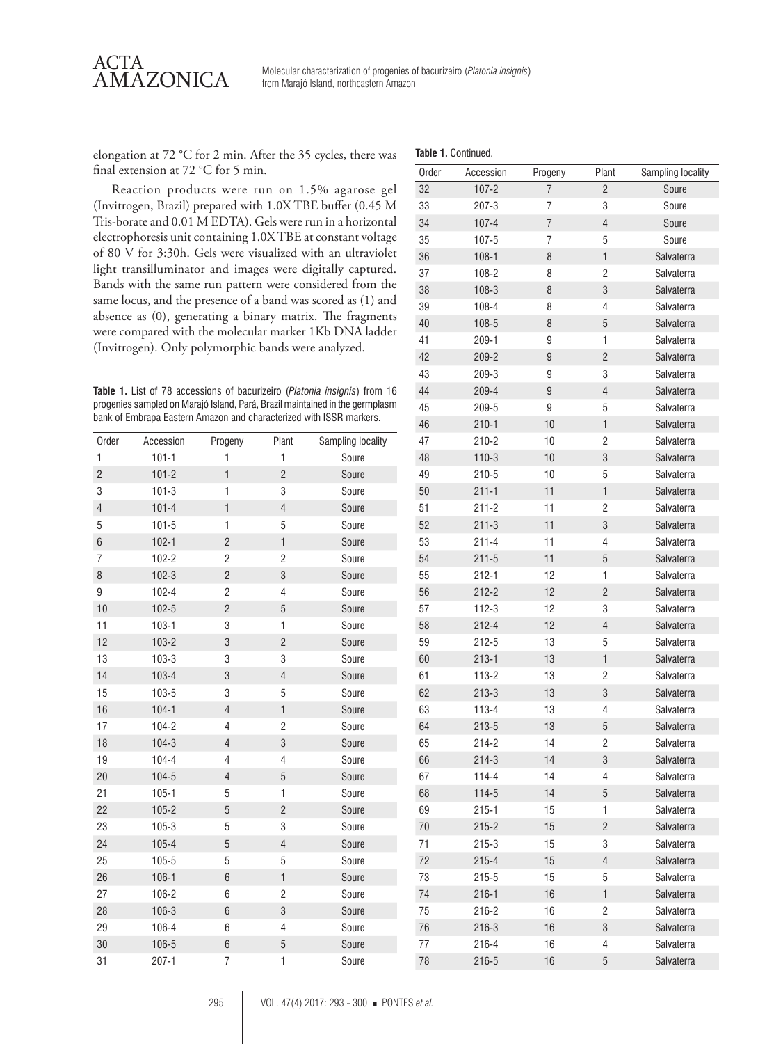elongation at 72 °C for 2 min. After the 35 cycles, there was final extension at 72 °C for 5 min.

Reaction products were run on 1.5% agarose gel (Invitrogen, Brazil) prepared with 1.0X TBE buffer (0.45 M Tris-borate and 0.01 M EDTA). Gels were run in a horizontal electrophoresis unit containing 1.0X TBE at constant voltage of 80 V for 3:30h. Gels were visualized with an ultraviolet light transilluminator and images were digitally captured. Bands with the same run pattern were considered from the same locus, and the presence of a band was scored as (1) and absence as (0), generating a binary matrix. The fragments were compared with the molecular marker 1Kb DNA ladder (Invitrogen). Only polymorphic bands were analyzed.

**Table 1.** List of 78 accessions of bacurizeiro (*Platonia insignis*) from 16 progenies sampled on Marajó Island, Pará, Brazil maintained in the germplasm bank of Embrapa Eastern Amazon and characterized with ISSR markers.

| Order | Accession | Progeny | Plant | Sampling locality |
|---|---|---|---|---|
| 1 | 101-1 | 1 | 1 | Soure |
| 2 | 101-2 | 1 | 2 | Soure |
| 3 | 101-3 | 1 | 3 | Soure |
| 4 | 101-4 | 1 | 4 | Soure |
| 5 | 101-5 | 1 | 5 | Soure |
| 6 | 102-1 | 2 | 1 | Soure |
| 7 | 102-2 | 2 | 2 | Soure |
| 8 | 102-3 | 2 | 3 | Soure |
| 9 | 102-4 | 2 | 4 | Soure |
| 10 | 102-5 | 2 | 5 | Soure |
| 11 | 103-1 | 3 | 1 | Soure |
| 12 | 103-2 | 3 | 2 | Soure |
| 13 | 103-3 | 3 | 3 | Soure |
| 14 | 103-4 | 3 | 4 | Soure |
| 15 | 103-5 | 3 | 5 | Soure |
| 16 | 104-1 | 4 | 1 | Soure |
| 17 | 104-2 | 4 | 2 | Soure |
| 18 | 104-3 | 4 | 3 | Soure |
| 19 | 104-4 | 4 | 4 | Soure |
| 20 | 104-5 | 4 | 5 | Soure |
| 21 | 105-1 | 5 | 1 | Soure |
| 22 | 105-2 | 5 | 2 | Soure |
| 23 | 105-3 | 5 | 3 | Soure |
| 24 | 105-4 | 5 | 4 | Soure |
| 25 | 105-5 | 5 | 5 | Soure |
| 26 | 106-1 | 6 | 1 | Soure |
| 27 | 106-2 | 6 | 2 | Soure |
| 28 | 106-3 | 6 | 3 | Soure |
| 29 | 106-4 | 6 | 4 | Soure |
| 30 | 106-5 | 6 | 5 | Soure |
| 31 | 207-1 | 7 | 1 | Soure |
| 32 | 107-2 | 7 | 2 | Soure |
| 33 | 207-3 | 7 | 3 | Soure |
| 34 | 107-4 | 7 | 4 | Soure |
| 35 | 107-5 | 7 | 5 | Soure |
| 36 | 108-1 | 8 | 1 | Salvaterra |
| 37 | 108-2 | 8 | 2 | Salvaterra |
| 38 | 108-3 | 8 | 3 | Salvaterra |
| 39 | 108-4 | 8 | 4 | Salvaterra |
| 40 | 108-5 | 8 | 5 | Salvaterra |
| 41 | 209-1 | 9 | 1 | Salvaterra |
| 42 | 209-2 | 9 | 2 | Salvaterra |
| 43 | 209-3 | 9 | 3 | Salvaterra |
| 44 | 209-4 | 9 | 4 | Salvaterra |
| 45 | 209-5 | 9 | 5 | Salvaterra |
| 46 | 210-1 | 10 | 1 | Salvaterra |
| 47 | 210-2 | 10 | 2 | Salvaterra |
| 48 | 110-3 | 10 | 3 | Salvaterra |
| 49 | 210-5 | 10 | 5 | Salvaterra |
| 50 | 211-1 | 11 | 1 | Salvaterra |
| 51 | 211-2 | 11 | 2 | Salvaterra |
| 52 | 211-3 | 11 | 3 | Salvaterra |
| 53 | 211-4 | 11 | 4 | Salvaterra |
| 54 | 211-5 | 11 | 5 | Salvaterra |
| 55 | 212-1 | 12 | 1 | Salvaterra |
| 56 | 212-2 | 12 | 2 | Salvaterra |
| 57 | 112-3 | 12 | 3 | Salvaterra |
| 58 | 212-4 | 12 | 4 | Salvaterra |
| 59 | 212-5 | 13 | 5 | Salvaterra |
| 60 | 213-1 | 13 | 1 | Salvaterra |
| 61 | 113-2 | 13 | 2 | Salvaterra |
| 62 | 213-3 | 13 | 3 | Salvaterra |
| 63 | 113-4 | 13 | 4 | Salvaterra |
| 64 | 213-5 | 13 | 5 | Salvaterra |
| 65 | 214-2 | 14 | 2 | Salvaterra |
| 66 | 214-3 | 14 | 3 | Salvaterra |
| 67 | 114-4 | 14 | 4 | Salvaterra |
| 68 | 114-5 | 14 | 5 | Salvaterra |
| 69 | 215-1 | 15 | 1 | Salvaterra |
| 70 | 215-2 | 15 | 2 | Salvaterra |
| 71 | 215-3 | 15 | 3 | Salvaterra |
| 72 | 215-4 | 15 | 4 | Salvaterra |
| 73 | 215-5 | 15 | 5 | Salvaterra |
| 74 | 216-1 | 16 | 1 | Salvaterra |
| 75 | 216-2 | 16 | 2 | Salvaterra |
| 76 | 216-3 | 16 | 3 | Salvaterra |
| 77 | 216-4 | 16 | 4 | Salvaterra |
| 78 | 216-5 | 16 | 5 | Salvaterra |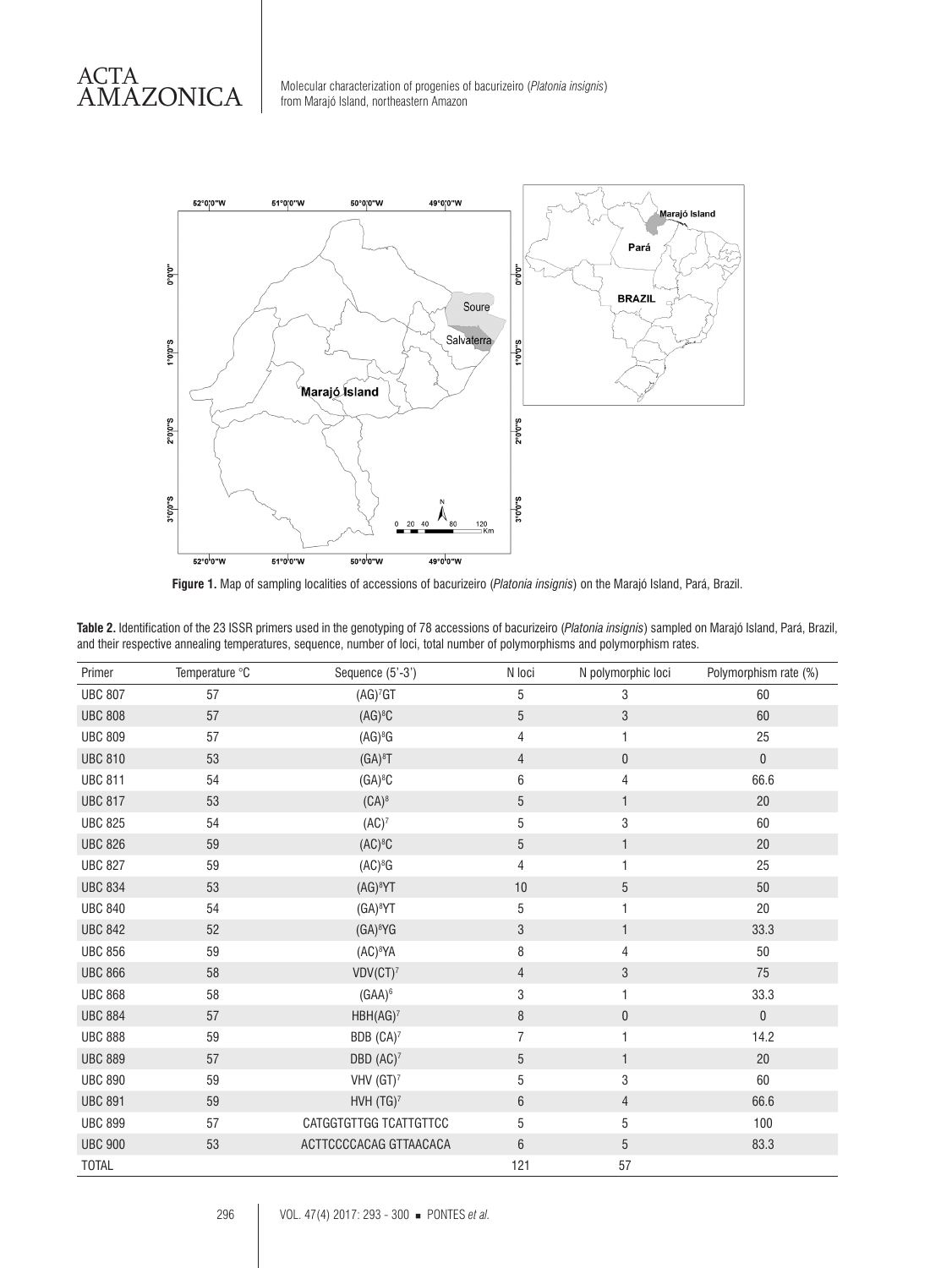52°0'0"W 51°0'0"W 50°0'0"W 49°0'0"W

0°0'0" 1°0'0"S 2°0'0"S 3°0'0"S

Soure

Salvaterra

Marajó Island

N

0 20 40 80 120 Km

Marajó Island

Pará

BRAZIL

**Figure 1.** Map of sampling localities of accessions of bacurizeiro (*Platonia insignis*) on the Marajó Island, Pará, Brazil.

**Table 2.** Identification of the 23 ISSR primers used in the genotyping of 78 accessions of bacurizeiro (*Platonia insignis*) sampled on Marajó Island, Pará, Brazil, and their respective annealing temperatures, sequence, number of loci, total number of polymorphisms and polymorphism rates.

| Primer | Temperature °C | Sequence (5'-3') | N loci | N polymorphic loci | Polymorphism rate (%) |
|---|---|---|---|---|---|
| UBC 807 | 57 | $(AG)^7$GT | 5 | 3 | 60 |
| UBC 808 | 57 | $(AG)^8$C | 5 | 3 | 60 |
| UBC 809 | 57 | $(AG)^8$G | 4 | 1 | 25 |
| UBC 810 | 53 | $(GA)^8$T | 4 | 0 | 0 |
| UBC 811 | 54 | $(GA)^8$C | 6 | 4 | 66.6 |
| UBC 817 | 53 | $(CA)^8$ | 5 | 1 | 20 |
| UBC 825 | 54 | $(AC)^7$ | 5 | 3 | 60 |
| UBC 826 | 59 | $(AC)^8$C | 5 | 1 | 20 |
| UBC 827 | 59 | $(AC)^8$G | 4 | 1 | 25 |
| UBC 834 | 53 | $(AG)^8$YT | 10 | 5 | 50 |
| UBC 840 | 54 | $(GA)^8$YT | 5 | 1 | 20 |
| UBC 842 | 52 | $(GA)^8$YG | 3 | 1 | 33.3 |
| UBC 856 | 59 | $(AC)^8$YA | 8 | 4 | 50 |
| UBC 866 | 58 | VDV$(CT)^7$ | 4 | 3 | 75 |
| UBC 868 | 58 | $(GAA)^6$ | 3 | 1 | 33.3 |
| UBC 884 | 57 | HBH$(AG)^7$ | 8 | 0 | 0 |
| UBC 888 | 59 | BDB $(CA)^7$ | 7 | 1 | 14.2 |
| UBC 889 | 57 | DBD $(AC)^7$ | 5 | 1 | 20 |
| UBC 890 | 59 | VHV $(GT)^7$ | 5 | 3 | 60 |
| UBC 891 | 59 | HVH $(TG)^7$ | 6 | 4 | 66.6 |
| UBC 899 | 57 | CATGGTGTTGG TCATTGTTCC | 5 | 5 | 100 |
| UBC 900 | 53 | ACTTCCCCACAG GTTAACACA | 6 | 5 | 83.3 |
| TOTAL | | | 121 | 57 | |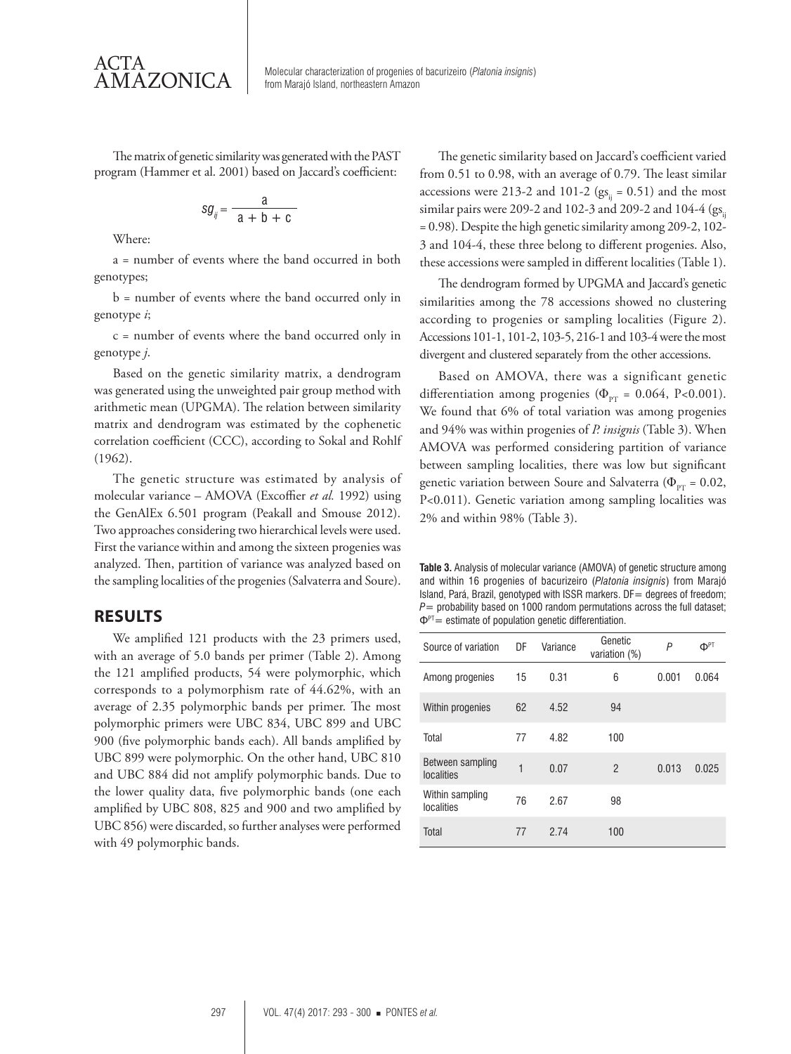The matrix of genetic similarity was generated with the PAST program (Hammer et al. 2001) based on Jaccard's coefficient:

$$sg_{ij} = \frac{a}{a + b + c}$$

Where:

a = number of events where the band occurred in both genotypes;

b = number of events where the band occurred only in genotype *i*;

c = number of events where the band occurred only in genotype *j*.

Based on the genetic similarity matrix, a dendrogram was generated using the unweighted pair group method with arithmetic mean (UPGMA). The relation between similarity matrix and dendrogram was estimated by the cophenetic correlation coefficient (CCC), according to Sokal and Rohlf (1962).

The genetic structure was estimated by analysis of molecular variance – AMOVA (Excoffier *et al.* 1992) using the GenAlEx 6.501 program (Peakall and Smouse 2012). Two approaches considering two hierarchical levels were used. First the variance within and among the sixteen progenies was analyzed. Then, partition of variance was analyzed based on the sampling localities of the progenies (Salvaterra and Soure).

## RESULTS

We amplified 121 products with the 23 primers used, with an average of 5.0 bands per primer (Table 2). Among the 121 amplified products, 54 were polymorphic, which corresponds to a polymorphism rate of 44.62%, with an average of 2.35 polymorphic bands per primer. The most polymorphic primers were UBC 834, UBC 899 and UBC 900 (five polymorphic bands each). All bands amplified by UBC 899 were polymorphic. On the other hand, UBC 810 and UBC 884 did not amplify polymorphic bands. Due to the lower quality data, five polymorphic bands (one each amplified by UBC 808, 825 and 900 and two amplified by UBC 856) were discarded, so further analyses were performed with 49 polymorphic bands.

The genetic similarity based on Jaccard's coefficient varied from 0.51 to 0.98, with an average of 0.79. The least similar accessions were 213-2 and 101-2 ($gs_{ij}$ = 0.51) and the most similar pairs were 209-2 and 102-3 and 209-2 and 104-4 ($gs_{ij}$ = 0.98). Despite the high genetic similarity among 209-2, 102-3 and 104-4, these three belong to different progenies. Also, these accessions were sampled in different localities (Table 1).

The dendrogram formed by UPGMA and Jaccard's genetic similarities among the 78 accessions showed no clustering according to progenies or sampling localities (Figure 2). Accessions 101-1, 101-2, 103-5, 216-1 and 103-4 were the most divergent and clustered separately from the other accessions.

Based on AMOVA, there was a significant genetic differentiation among progenies ($\Phi_{PT}$ = 0.064, P<0.001). We found that 6% of total variation was among progenies and 94% was within progenies of *P. insignis* (Table 3). When AMOVA was performed considering partition of variance between sampling localities, there was low but significant genetic variation between Soure and Salvaterra ($\Phi_{PT}$ = 0.02, P<0.011). Genetic variation among sampling localities was 2% and within 98% (Table 3).

**Table 3.** Analysis of molecular variance (AMOVA) of genetic structure among and within 16 progenies of bacurizeiro (*Platonia insignis*) from Marajó Island, Pará, Brazil, genotyped with ISSR markers. DF= degrees of freedom; *P*= probability based on 1000 random permutations across the full dataset; $\Phi^{PT}$= estimate of population genetic differentiation.

| Source of variation | DF | Variance | Genetic variation (%) | *P* | $\Phi^{PT}$ |
|---|---|---|---|---|---|
| Among progenies | 15 | 0.31 | 6 | 0.001 | 0.064 |
| Within progenies | 62 | 4.52 | 94 | | |
| Total | 77 | 4.82 | 100 | | |
| Between sampling localities | 1 | 0.07 | 2 | 0.013 | 0.025 |
| Within sampling localities | 76 | 2.67 | 98 | | |
| Total | 77 | 2.74 | 100 | | |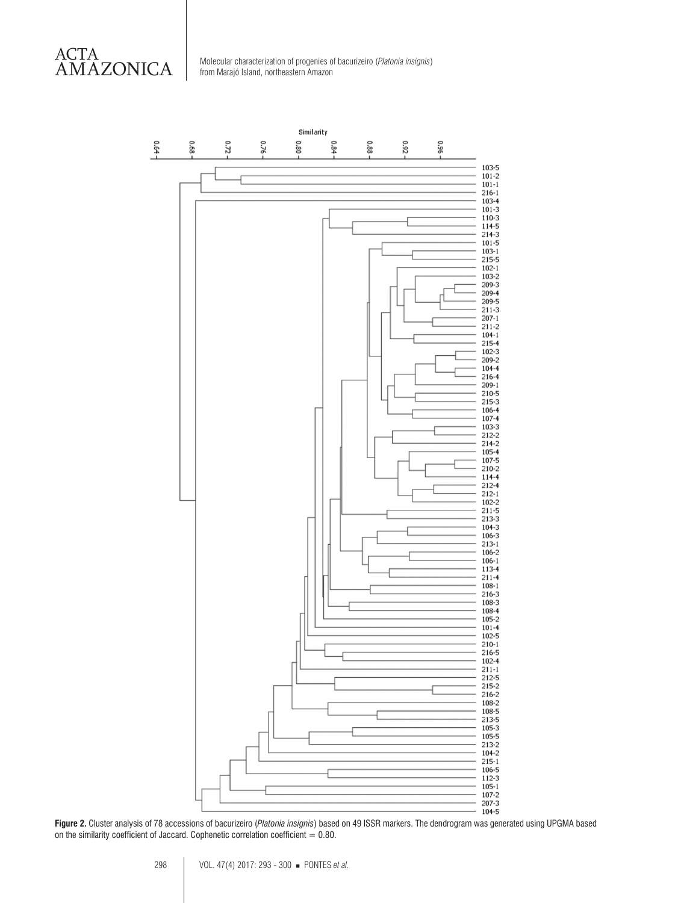Similarity

0.64
0.68
0.72
0.76
0.80
0.84
0.88
0.92
0.96

103-5
101-2
101-1
216-1
103-4
101-3
110-3
114-5
214-3
101-5
103-1
215-5
102-1
103-2
209-3
209-4
209-5
211-3
207-1
211-2
104-1
215-4
102-3
209-2
104-4
216-4
209-1
210-5
215-3
106-4
107-4
103-3
212-2
214-2
105-4
107-5
210-2
114-4
212-4
212-1
102-2
211-5
213-3
104-3
106-3
213-1
106-2
106-1
113-4
211-4
108-1
216-3
108-3
108-4
105-2
101-4
102-5
210-1
216-5
102-4
211-1
212-5
215-2
216-2
108-2
108-5
213-5
105-3
105-5
213-2
104-2
215-1
106-5
112-3
105-1
107-2
207-3
104-5

**Figure 2.** Cluster analysis of 78 accessions of bacurizeiro (*Platonia insignis*) based on 49 ISSR markers. The dendrogram was generated using UPGMA based on the similarity coefficient of Jaccard. Cophenetic correlation coefficient = 0.80.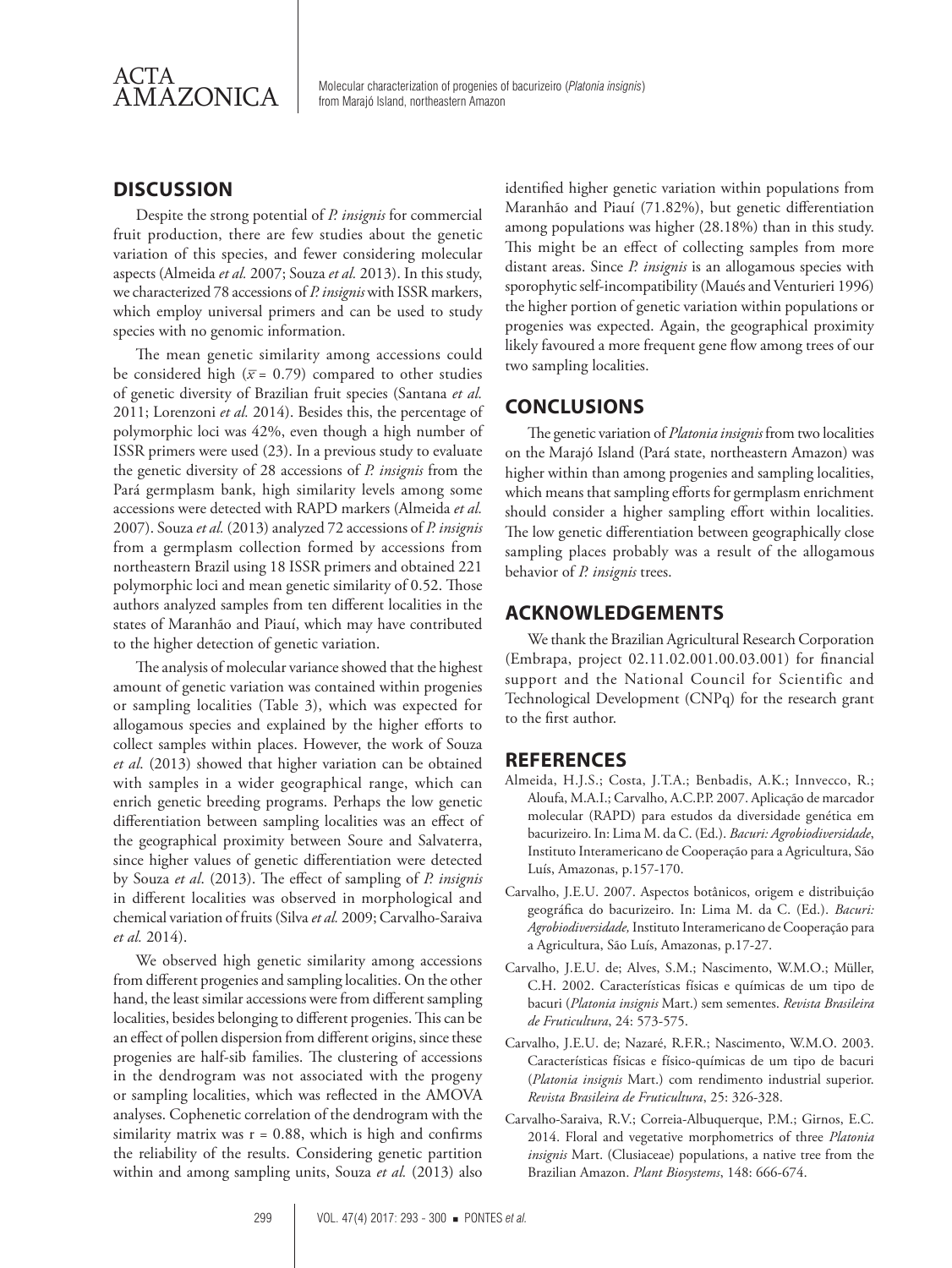## DISCUSSION

Despite the strong potential of *P. insignis* for commercial fruit production, there are few studies about the genetic variation of this species, and fewer considering molecular aspects (Almeida *et al.* 2007; Souza *et al.* 2013). In this study, we characterized 78 accessions of *P. insignis* with ISSR markers, which employ universal primers and can be used to study species with no genomic information.

The mean genetic similarity among accessions could be considered high ($\bar{x} = 0.79$) compared to other studies of genetic diversity of Brazilian fruit species (Santana *et al.* 2011; Lorenzoni *et al.* 2014). Besides this, the percentage of polymorphic loci was 42%, even though a high number of ISSR primers were used (23). In a previous study to evaluate the genetic diversity of 28 accessions of *P. insignis* from the Pará germplasm bank, high similarity levels among some accessions were detected with RAPD markers (Almeida *et al.* 2007). Souza *et al.* (2013) analyzed 72 accessions of *P. insignis* from a germplasm collection formed by accessions from northeastern Brazil using 18 ISSR primers and obtained 221 polymorphic loci and mean genetic similarity of 0.52. Those authors analyzed samples from ten different localities in the states of Maranhão and Piauí, which may have contributed to the higher detection of genetic variation.

The analysis of molecular variance showed that the highest amount of genetic variation was contained within progenies or sampling localities (Table 3), which was expected for allogamous species and explained by the higher efforts to collect samples within places. However, the work of Souza *et al.* (2013) showed that higher variation can be obtained with samples in a wider geographical range, which can enrich genetic breeding programs. Perhaps the low genetic differentiation between sampling localities was an effect of the geographical proximity between Soure and Salvaterra, since higher values of genetic differentiation were detected by Souza *et al.* (2013). The effect of sampling of *P. insignis* in different localities was observed in morphological and chemical variation of fruits (Silva *et al.* 2009; Carvalho-Saraiva *et al.* 2014).

We observed high genetic similarity among accessions from different progenies and sampling localities. On the other hand, the least similar accessions were from different sampling localities, besides belonging to different progenies. This can be an effect of pollen dispersion from different origins, since these progenies are half-sib families. The clustering of accessions in the dendrogram was not associated with the progeny or sampling localities, which was reflected in the AMOVA analyses. Cophenetic correlation of the dendrogram with the similarity matrix was $r = 0.88$, which is high and confirms the reliability of the results. Considering genetic partition within and among sampling units, Souza *et al.* (2013) also identified higher genetic variation within populations from Maranhão and Piauí (71.82%), but genetic differentiation among populations was higher (28.18%) than in this study. This might be an effect of collecting samples from more distant areas. Since *P. insignis* is an allogamous species with sporophytic self-incompatibility (Maués and Venturieri 1996) the higher portion of genetic variation within populations or progenies was expected. Again, the geographical proximity likely favoured a more frequent gene flow among trees of our two sampling localities.

## CONCLUSIONS

The genetic variation of *Platonia insignis* from two localities on the Marajó Island (Pará state, northeastern Amazon) was higher within than among progenies and sampling localities, which means that sampling efforts for germplasm enrichment should consider a higher sampling effort within localities. The low genetic differentiation between geographically close sampling places probably was a result of the allogamous behavior of *P. insignis* trees.

## ACKNOWLEDGEMENTS

We thank the Brazilian Agricultural Research Corporation (Embrapa, project 02.11.02.001.00.03.001) for financial support and the National Council for Scientific and Technological Development (CNPq) for the research grant to the first author.

## REFERENCES

Almeida, H.J.S.; Costa, J.T.A.; Benbadis, A.K.; Innvecco, R.; Aloufa, M.A.I.; Carvalho, A.C.P.P. 2007. Aplicação de marcador molecular (RAPD) para estudos da diversidade genética em bacurizeiro. In: Lima M. da C. (Ed.). *Bacuri: Agrobiodiversidade*, Instituto Interamericano de Cooperação para a Agricultura, São Luís, Amazonas, p.157-170.

Carvalho, J.E.U. 2007. Aspectos botânicos, origem e distribuição geográfica do bacurizeiro. In: Lima M. da C. (Ed.). *Bacuri: Agrobiodiversidade*, Instituto Interamericano de Cooperação para a Agricultura, São Luís, Amazonas, p.17-27.

Carvalho, J.E.U. de; Alves, S.M.; Nascimento, W.M.O.; Müller, C.H. 2002. Características físicas e químicas de um tipo de bacuri (*Platonia insignis* Mart.) sem sementes. *Revista Brasileira de Fruticultura*, 24: 573-575.

Carvalho, J.E.U. de; Nazaré, R.F.R.; Nascimento, W.M.O. 2003. Características físicas e físico-químicas de um tipo de bacuri (*Platonia insignis* Mart.) com rendimento industrial superior. *Revista Brasileira de Fruticultura*, 25: 326-328.

Carvalho-Saraiva, R.V.; Correia-Albuquerque, P.M.; Girnos, E.C. 2014. Floral and vegetative morphometrics of three *Platonia insignis* Mart. (Clusiaceae) populations, a native tree from the Brazilian Amazon. *Plant Biosystems*, 148: 666-674.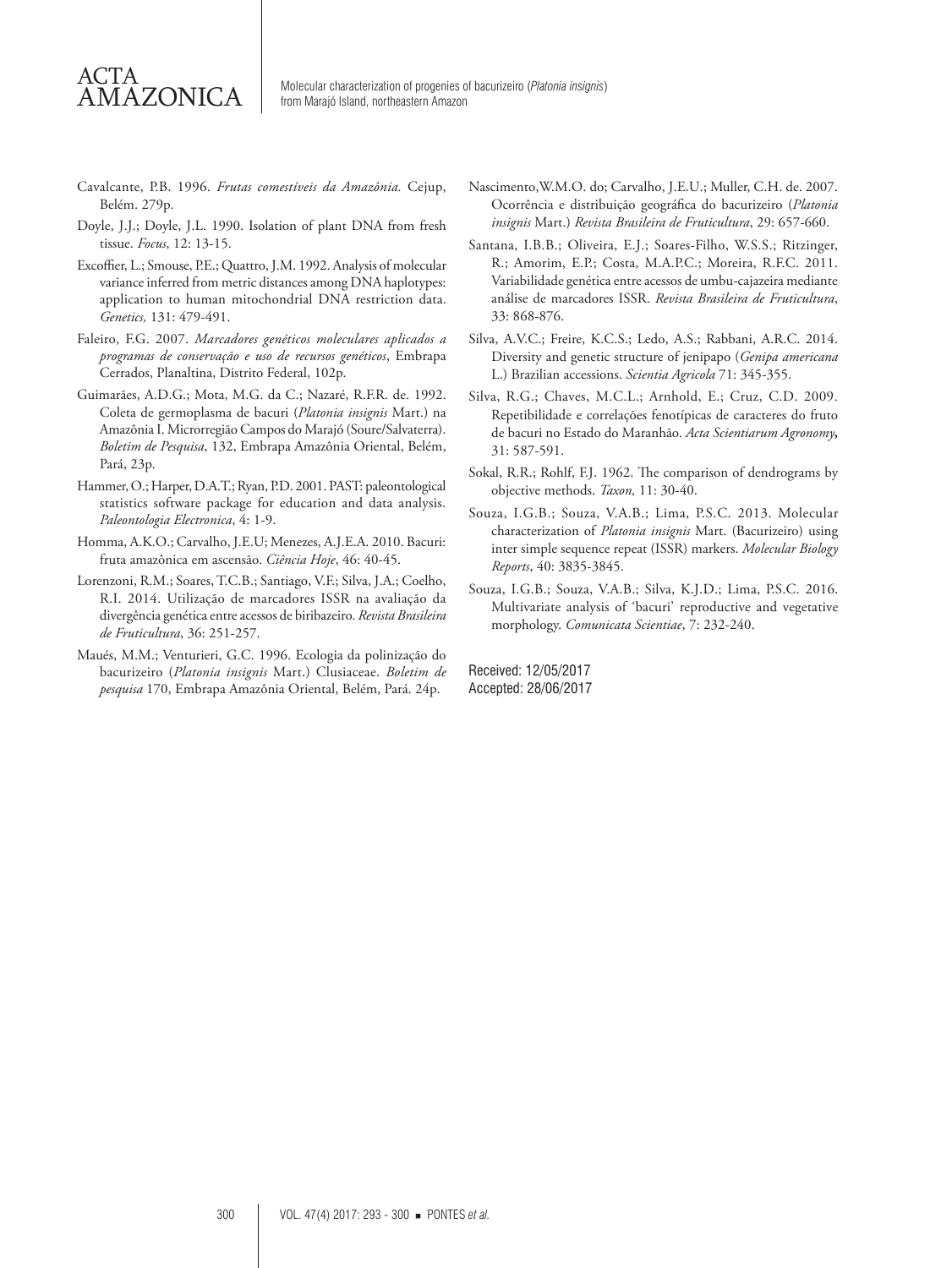Cavalcante, P.B. 1996. *Frutas comestíveis da Amazônia.* Cejup, Belém. 279p.

Doyle, J.J.; Doyle, J.L. 1990. Isolation of plant DNA from fresh tissue. *Focus*, 12: 13-15.

Excoffier, L.; Smouse, P.E.; Quattro, J.M. 1992. Analysis of molecular variance inferred from metric distances among DNA haplotypes: application to human mitochondrial DNA restriction data. *Genetics,* 131: 479-491.

Faleiro, F.G. 2007. *Marcadores genéticos moleculares aplicados a programas de conservação e uso de recursos genéticos*, Embrapa Cerrados, Planaltina, Distrito Federal, 102p.

Guimarães, A.D.G.; Mota, M.G. da C.; Nazaré, R.F.R. de. 1992. Coleta de germoplasma de bacuri (*Platonia insignis* Mart.) na Amazônia I. Microrregião Campos do Marajó (Soure/Salvaterra). *Boletim de Pesquisa*, 132, Embrapa Amazônia Oriental, Belém, Pará, 23p.

Hammer, O.; Harper, D.A.T.; Ryan, P.D. 2001. PAST: paleontological statistics software package for education and data analysis. *Paleontologia Electronica*, 4: 1-9.

Homma, A.K.O.; Carvalho, J.E.U; Menezes, A.J.E.A. 2010. Bacuri: fruta amazônica em ascensão. *Ciência Hoje*, 46: 40-45.

Lorenzoni, R.M.; Soares, T.C.B.; Santiago, V.F.; Silva, J.A.; Coelho, R.I. 2014. Utilização de marcadores ISSR na avaliação da divergência genética entre acessos de biribazeiro. *Revista Brasileira de Fruticultura*, 36: 251-257.

Maués, M.M.; Venturieri, G.C. 1996. Ecologia da polinização do bacurizeiro (*Platonia insignis* Mart.) Clusiaceae. *Boletim de pesquisa* 170, Embrapa Amazônia Oriental, Belém, Pará. 24p.

Nascimento,W.M.O. do; Carvalho, J.E.U.; Muller, C.H. de. 2007. Ocorrência e distribuição geográfica do bacurizeiro (*Platonia insignis* Mart.) *Revista Brasileira de Fruticultura*, 29: 657-660.

Santana, I.B.B.; Oliveira, E.J.; Soares-Filho, W.S.S.; Ritzinger, R.; Amorim, E.P.; Costa, M.A.P.C.; Moreira, R.F.C. 2011. Variabilidade genética entre acessos de umbu-cajazeira mediante análise de marcadores ISSR. *Revista Brasileira de Fruticultura*, 33: 868-876.

Silva, A.V.C.; Freire, K.C.S.; Ledo, A.S.; Rabbani, A.R.C. 2014. Diversity and genetic structure of jenipapo (*Genipa americana* L.) Brazilian accessions. *Scientia Agricola* 71: 345-355.

Silva, R.G.; Chaves, M.C.L.; Arnhold, E.; Cruz, C.D. 2009. Repetibilidade e correlações fenotípicas de caracteres do fruto de bacuri no Estado do Maranhão. *Acta Scientiarum Agronomy***,** 31: 587-591.

Sokal, R.R.; Rohlf, F.J. 1962. The comparison of dendrograms by objective methods. *Taxon,* 11: 30-40.

Souza, I.G.B.; Souza, V.A.B.; Lima, P.S.C. 2013. Molecular characterization of *Platonia insignis* Mart. (Bacurizeiro) using inter simple sequence repeat (ISSR) markers. *Molecular Biology Reports*, 40: 3835-3845.

Souza, I.G.B.; Souza, V.A.B.; Silva, K.J.D.; Lima, P.S.C. 2016. Multivariate analysis of 'bacuri' reproductive and vegetative morphology. *Comunicata Scientiae*, 7: 232-240.

Received: 12/05/2017
Accepted: 28/06/2017